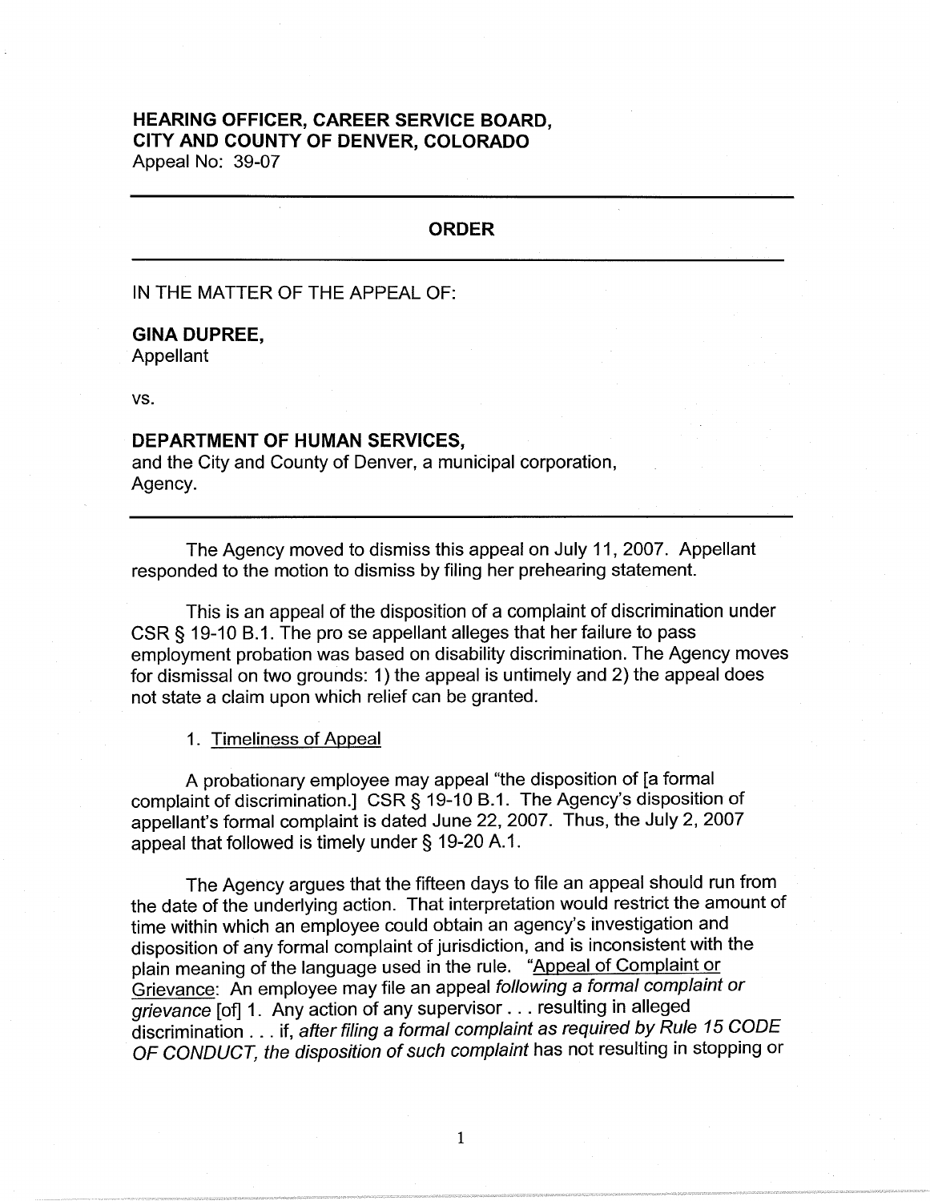**HEARING OFFICER, CAREER SERVICE BOARD,**
**CITY AND COUNTY OF DENVER, COLORADO**
Appeal No: 39-07

---

## ORDER

---

IN THE MATTER OF THE APPEAL OF:

**GINA DUPREE,**
Appellant

vs.

**DEPARTMENT OF HUMAN SERVICES,**
and the City and County of Denver, a municipal corporation,
Agency.

---

The Agency moved to dismiss this appeal on July 11, 2007. Appellant responded to the motion to dismiss by filing her prehearing statement.

This is an appeal of the disposition of a complaint of discrimination under CSR § 19-10 B.1. The pro se appellant alleges that her failure to pass employment probation was based on disability discrimination. The Agency moves for dismissal on two grounds: 1) the appeal is untimely and 2) the appeal does not state a claim upon which relief can be granted.

1. Timeliness of Appeal

A probationary employee may appeal "the disposition of [a formal complaint of discrimination.] CSR § 19-10 B.1. The Agency's disposition of appellant's formal complaint is dated June 22, 2007. Thus, the July 2, 2007 appeal that followed is timely under § 19-20 A.1.

The Agency argues that the fifteen days to file an appeal should run from the date of the underlying action. That interpretation would restrict the amount of time within which an employee could obtain an agency's investigation and disposition of any formal complaint of jurisdiction, and is inconsistent with the plain meaning of the language used in the rule. "Appeal of Complaint or Grievance: An employee may file an appeal *following a formal complaint or grievance* [of] 1. Any action of any supervisor . . . resulting in alleged discrimination . . . if, *after filing a formal complaint as required by Rule 15 CODE OF CONDUCT, the disposition of such complaint* has not resulting in stopping or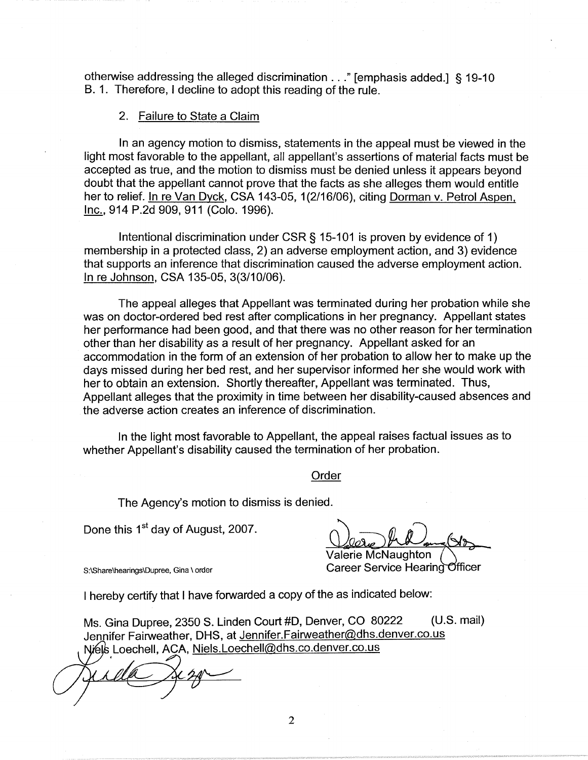otherwise addressing the alleged discrimination . . ." [emphasis added.] § 19-10 B. 1. Therefore, I decline to adopt this reading of the rule.

2. Failure to State a Claim

In an agency motion to dismiss, statements in the appeal must be viewed in the light most favorable to the appellant, all appellant's assertions of material facts must be accepted as true, and the motion to dismiss must be denied unless it appears beyond doubt that the appellant cannot prove that the facts as she alleges them would entitle her to relief. In re Van Dyck, CSA 143-05, 1(2/16/06), citing Dorman v. Petrol Aspen, Inc., 914 P.2d 909, 911 (Colo. 1996).

Intentional discrimination under CSR § 15-101 is proven by evidence of 1) membership in a protected class, 2) an adverse employment action, and 3) evidence that supports an inference that discrimination caused the adverse employment action. In re Johnson, CSA 135-05, 3(3/10/06).

The appeal alleges that Appellant was terminated during her probation while she was on doctor-ordered bed rest after complications in her pregnancy. Appellant states her performance had been good, and that there was no other reason for her termination other than her disability as a result of her pregnancy. Appellant asked for an accommodation in the form of an extension of her probation to allow her to make up the days missed during her bed rest, and her supervisor informed her she would work with her to obtain an extension. Shortly thereafter, Appellant was terminated. Thus, Appellant alleges that the proximity in time between her disability-caused absences and the adverse action creates an inference of discrimination.

In the light most favorable to Appellant, the appeal raises factual issues as to whether Appellant's disability caused the termination of her probation.

Order

The Agency's motion to dismiss is denied.

Done this 1st day of August, 2007.

Valerie McNaughton
Career Service Hearing Officer

S:\Share\hearings\Dupree, Gina \ order

I hereby certify that I have forwarded a copy of the as indicated below:

Ms. Gina Dupree, 2350 S. Linden Court #D, Denver, CO 80222 (U.S. mail)
Jennifer Fairweather, DHS, at Jennifer.Fairweather@dhs.denver.co.us
Niels Loechell, ACA, Niels.Loechell@dhs.co.denver.co.us